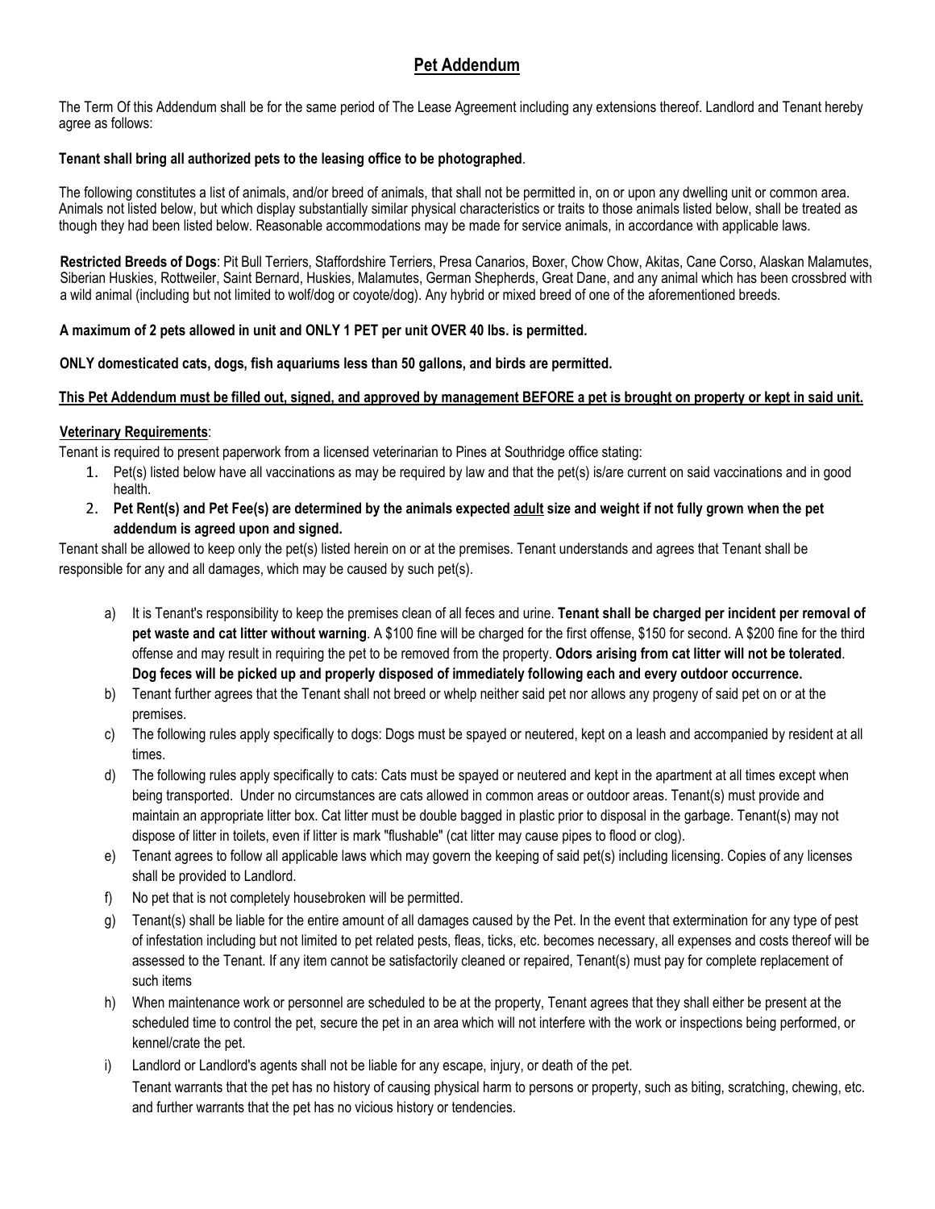# Pet Addendum

The Term Of this Addendum shall be for the same period of The Lease Agreement including any extensions thereof. Landlord and Tenant hereby agree as follows:

**Tenant shall bring all authorized pets to the leasing office to be photographed**.

The following constitutes a list of animals, and/or breed of animals, that shall not be permitted in, on or upon any dwelling unit or common area. Animals not listed below, but which display substantially similar physical characteristics or traits to those animals listed below, shall be treated as though they had been listed below. Reasonable accommodations may be made for service animals, in accordance with applicable laws.

**Restricted Breeds of Dogs**: Pit Bull Terriers, Staffordshire Terriers, Presa Canarios, Boxer, Chow Chow, Akitas, Cane Corso, Alaskan Malamutes, Siberian Huskies, Rottweiler, Saint Bernard, Huskies, Malamutes, German Shepherds, Great Dane, and any animal which has been crossbred with a wild animal (including but not limited to wolf/dog or coyote/dog). Any hybrid or mixed breed of one of the aforementioned breeds.

**A maximum of 2 pets allowed in unit and ONLY 1 PET per unit OVER 40 lbs. is permitted.**

**ONLY domesticated cats, dogs, fish aquariums less than 50 gallons, and birds are permitted.**

**<u>This Pet Addendum must be filled out, signed, and approved by management BEFORE a pet is brought on property or kept in said unit.</u>**

**<u>Veterinary Requirements</u>**:

Tenant is required to present paperwork from a licensed veterinarian to Pines at Southridge office stating:

1. Pet(s) listed below have all vaccinations as may be required by law and that the pet(s) is/are current on said vaccinations and in good health.
2. **Pet Rent(s) and Pet Fee(s) are determined by the animals expected <u>adult</u> size and weight if not fully grown when the pet addendum is agreed upon and signed.**

Tenant shall be allowed to keep only the pet(s) listed herein on or at the premises. Tenant understands and agrees that Tenant shall be responsible for any and all damages, which may be caused by such pet(s).

a) It is Tenant's responsibility to keep the premises clean of all feces and urine. **Tenant shall be charged per incident per removal of pet waste and cat litter without warning**. A $100 fine will be charged for the first offense, $150 for second. A $200 fine for the third offense and may result in requiring the pet to be removed from the property. **Odors arising from cat litter will not be tolerated**. **Dog feces will be picked up and properly disposed of immediately following each and every outdoor occurrence.**

b) Tenant further agrees that the Tenant shall not breed or whelp neither said pet nor allows any progeny of said pet on or at the premises.

c) The following rules apply specifically to dogs: Dogs must be spayed or neutered, kept on a leash and accompanied by resident at all times.

d) The following rules apply specifically to cats: Cats must be spayed or neutered and kept in the apartment at all times except when being transported. Under no circumstances are cats allowed in common areas or outdoor areas. Tenant(s) must provide and maintain an appropriate litter box. Cat litter must be double bagged in plastic prior to disposal in the garbage. Tenant(s) may not dispose of litter in toilets, even if litter is mark "flushable" (cat litter may cause pipes to flood or clog).

e) Tenant agrees to follow all applicable laws which may govern the keeping of said pet(s) including licensing. Copies of any licenses shall be provided to Landlord.

f) No pet that is not completely housebroken will be permitted.

g) Tenant(s) shall be liable for the entire amount of all damages caused by the Pet. In the event that extermination for any type of pest of infestation including but not limited to pet related pests, fleas, ticks, etc. becomes necessary, all expenses and costs thereof will be assessed to the Tenant. If any item cannot be satisfactorily cleaned or repaired, Tenant(s) must pay for complete replacement of such items

h) When maintenance work or personnel are scheduled to be at the property, Tenant agrees that they shall either be present at the scheduled time to control the pet, secure the pet in an area which will not interfere with the work or inspections being performed, or kennel/crate the pet.

i) Landlord or Landlord's agents shall not be liable for any escape, injury, or death of the pet.
Tenant warrants that the pet has no history of causing physical harm to persons or property, such as biting, scratching, chewing, etc. and further warrants that the pet has no vicious history or tendencies.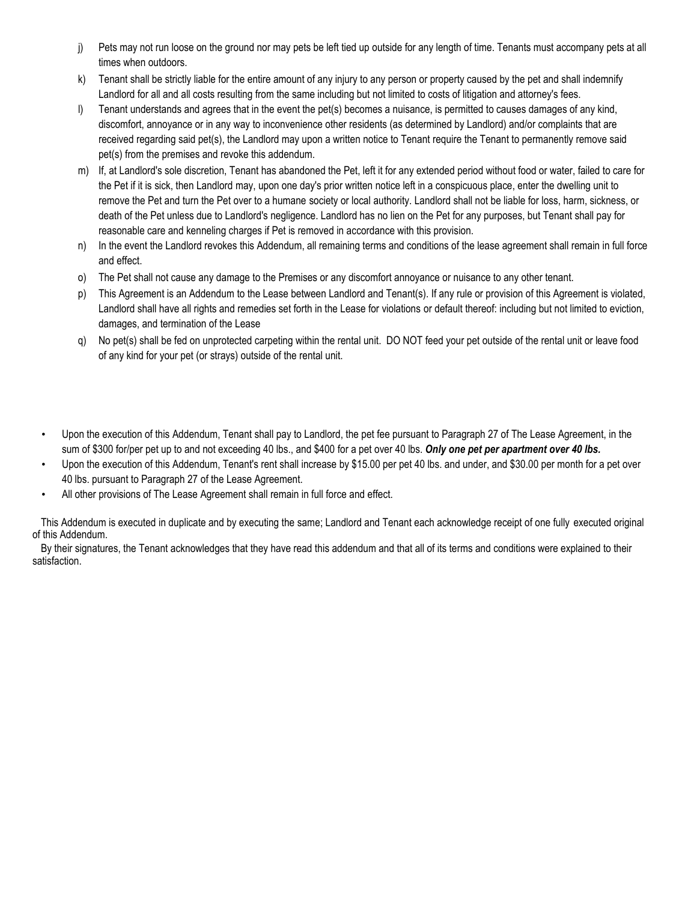j) Pets may not run loose on the ground nor may pets be left tied up outside for any length of time. Tenants must accompany pets at all times when outdoors.

k) Tenant shall be strictly liable for the entire amount of any injury to any person or property caused by the pet and shall indemnify Landlord for all and all costs resulting from the same including but not limited to costs of litigation and attorney's fees.

l) Tenant understands and agrees that in the event the pet(s) becomes a nuisance, is permitted to causes damages of any kind, discomfort, annoyance or in any way to inconvenience other residents (as determined by Landlord) and/or complaints that are received regarding said pet(s), the Landlord may upon a written notice to Tenant require the Tenant to permanently remove said pet(s) from the premises and revoke this addendum.

m) If, at Landlord's sole discretion, Tenant has abandoned the Pet, left it for any extended period without food or water, failed to care for the Pet if it is sick, then Landlord may, upon one day's prior written notice left in a conspicuous place, enter the dwelling unit to remove the Pet and turn the Pet over to a humane society or local authority. Landlord shall not be liable for loss, harm, sickness, or death of the Pet unless due to Landlord's negligence. Landlord has no lien on the Pet for any purposes, but Tenant shall pay for reasonable care and kenneling charges if Pet is removed in accordance with this provision.

n) In the event the Landlord revokes this Addendum, all remaining terms and conditions of the lease agreement shall remain in full force and effect.

o) The Pet shall not cause any damage to the Premises or any discomfort annoyance or nuisance to any other tenant.

p) This Agreement is an Addendum to the Lease between Landlord and Tenant(s). If any rule or provision of this Agreement is violated, Landlord shall have all rights and remedies set forth in the Lease for violations or default thereof: including but not limited to eviction, damages, and termination of the Lease

q) No pet(s) shall be fed on unprotected carpeting within the rental unit. DO NOT feed your pet outside of the rental unit or leave food of any kind for your pet (or strays) outside of the rental unit.

- Upon the execution of this Addendum, Tenant shall pay to Landlord, the pet fee pursuant to Paragraph 27 of The Lease Agreement, in the sum of $300 for/per pet up to and not exceeding 40 lbs., and $400 for a pet over 40 lbs. ***Only one pet per apartment over 40 lbs.***
- Upon the execution of this Addendum, Tenant's rent shall increase by $15.00 per pet 40 lbs. and under, and $30.00 per month for a pet over 40 lbs. pursuant to Paragraph 27 of the Lease Agreement.
- All other provisions of The Lease Agreement shall remain in full force and effect.

This Addendum is executed in duplicate and by executing the same; Landlord and Tenant each acknowledge receipt of one fully executed original of this Addendum.

By their signatures, the Tenant acknowledges that they have read this addendum and that all of its terms and conditions were explained to their satisfaction.